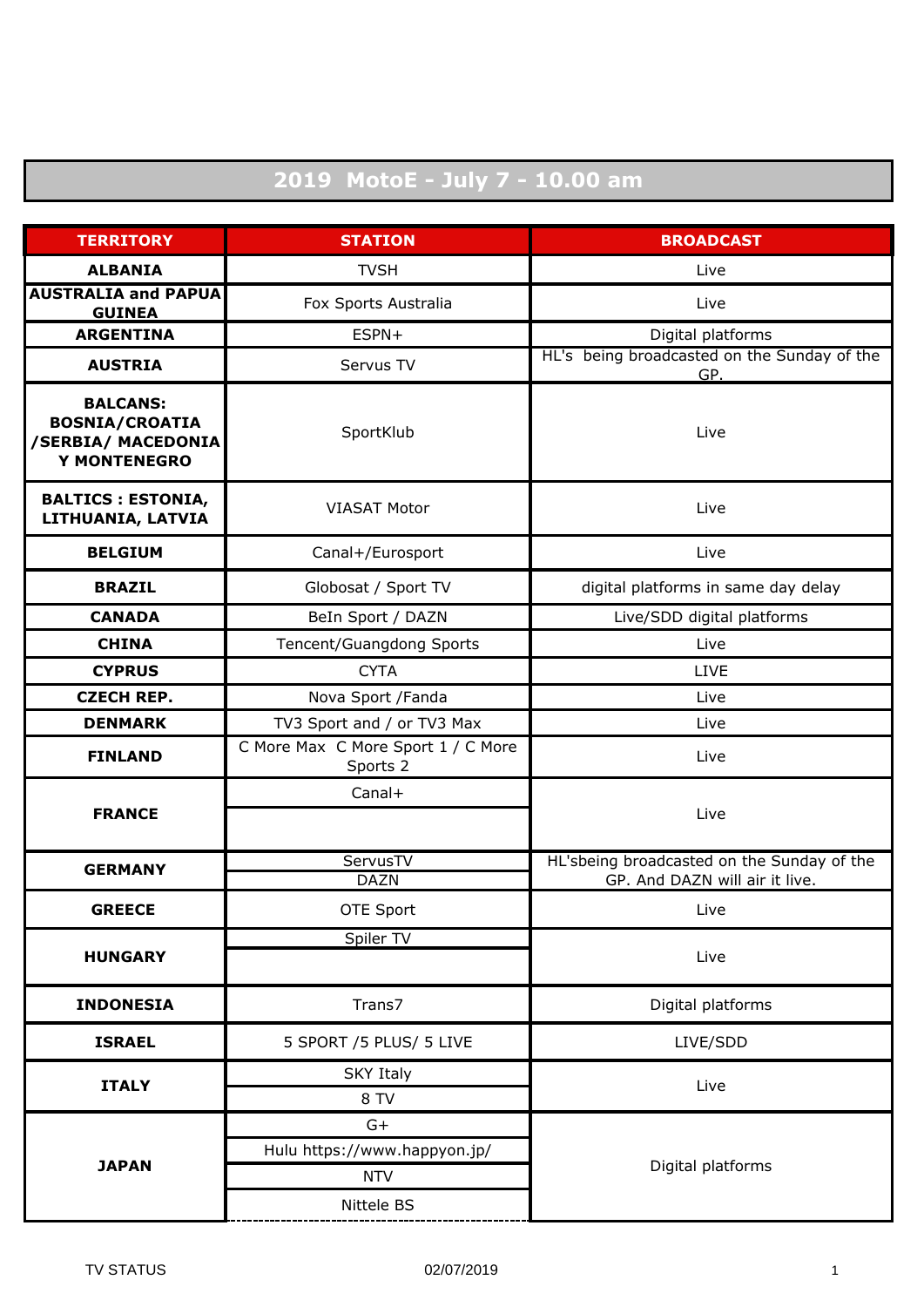# 2019 MotoE - July 7 - 10.00 am

| TERRITORY | STATION | BROADCAST |
|---|---|---|
| ALBANIA | TVSH | Live |
| AUSTRALIA and PAPUA GUINEA | Fox Sports Australia | Live |
| ARGENTINA | ESPN+ | Digital platforms |
| AUSTRIA | Servus TV | HL's being broadcasted on the Sunday of the GP. |
| BALCANS: BOSNIA/CROATIA /SERBIA/ MACEDONIA Y MONTENEGRO | SportKlub | Live |
| BALTICS : ESTONIA, LITHUANIA, LATVIA | VIASAT Motor | Live |
| BELGIUM | Canal+/Eurosport | Live |
| BRAZIL | Globosat / Sport TV | digital platforms in same day delay |
| CANADA | BeIn Sport / DAZN | Live/SDD digital platforms |
| CHINA | Tencent/Guangdong Sports | Live |
| CYPRUS | CYTA | LIVE |
| CZECH REP. | Nova Sport /Fanda | Live |
| DENMARK | TV3 Sport and / or TV3 Max | Live |
| FINLAND | C More Max C More Sport 1 / C More Sports 2 | Live |
| FRANCE | Canal+ | Live |
| | | |
| GERMANY | ServusTV | HL'sbeing broadcasted on the Sunday of the GP. And DAZN will air it live. |
| | DAZN | |
| GREECE | OTE Sport | Live |
| HUNGARY | Spiler TV | Live |
| | | |
| INDONESIA | Trans7 | Digital platforms |
| ISRAEL | 5 SPORT /5 PLUS/ 5 LIVE | LIVE/SDD |
| ITALY | SKY Italy | Live |
| | 8 TV | |
| JAPAN | G+ | Digital platforms |
| | Hulu https://www.happyon.jp/ | |
| | NTV | |
| | Nittele BS | |

TV STATUS 02/07/2019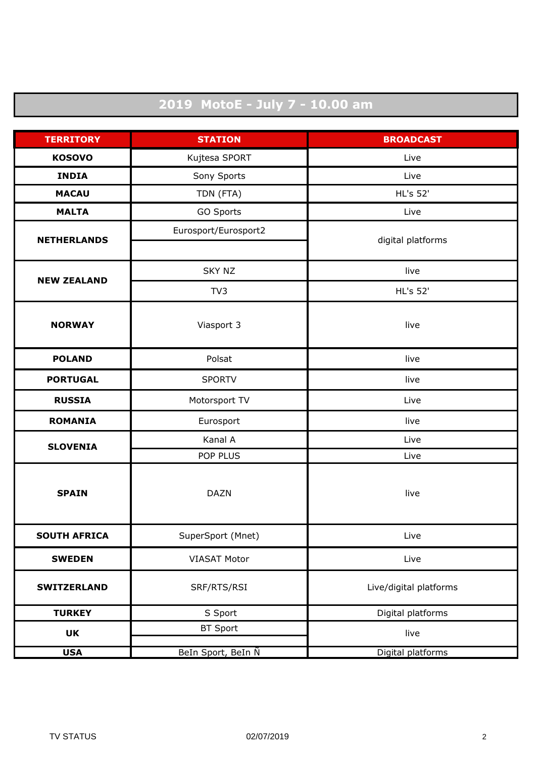# 2019 MotoE - July 7 - 10.00 am

| TERRITORY | STATION | BROADCAST |
|---|---|---|
| KOSOVO | Kujtesa SPORT | Live |
| INDIA | Sony Sports | Live |
| MACAU | TDN (FTA) | HL's 52' |
| MALTA | GO Sports | Live |
| NETHERLANDS | Eurosport/Eurosport2 | digital platforms |
| | | |
| NEW ZEALAND | SKY NZ | live |
| | TV3 | HL's 52' |
| NORWAY | Viasport 3 | live |
| POLAND | Polsat | live |
| PORTUGAL | SPORTV | live |
| RUSSIA | Motorsport TV | Live |
| ROMANIA | Eurosport | live |
| SLOVENIA | Kanal A | Live |
| | POP PLUS | Live |
| SPAIN | DAZN | live |
| SOUTH AFRICA | SuperSport (Mnet) | Live |
| SWEDEN | VIASAT Motor | Live |
| SWITZERLAND | SRF/RTS/RSI | Live/digital platforms |
| TURKEY | S Sport | Digital platforms |
| UK | BT Sport | live |
| | | |
| USA | BeIn Sport, BeIn Ñ | Digital platforms |

TV STATUS 02/07/2019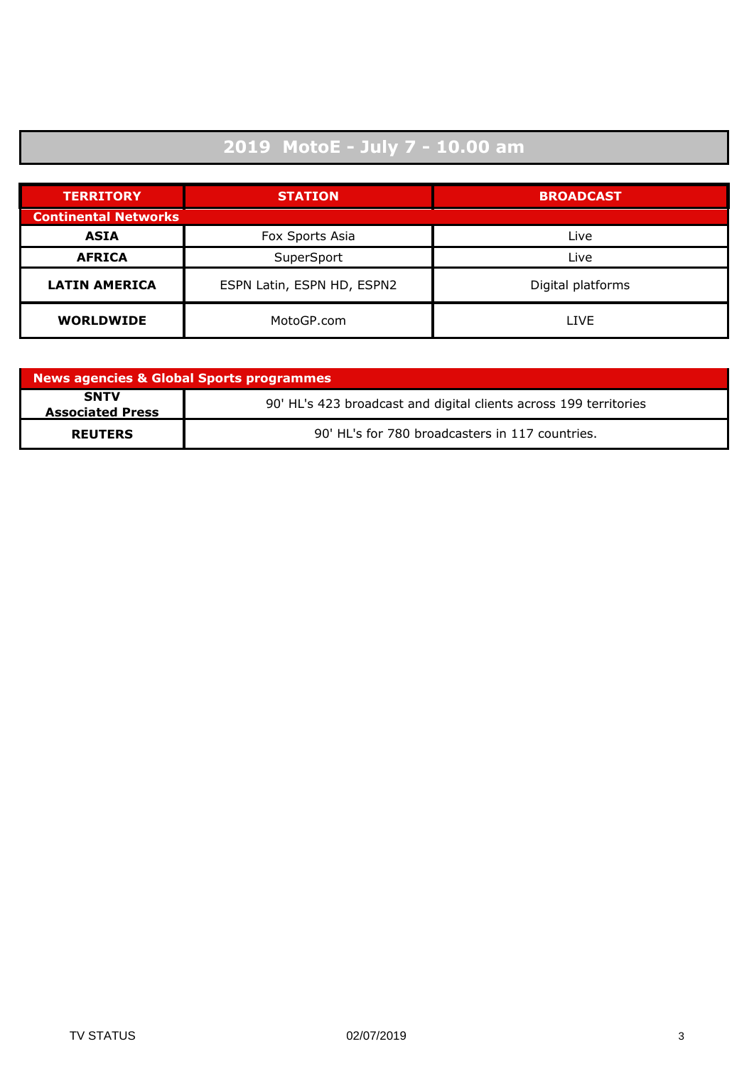# 2019 MotoE - July 7 - 10.00 am

| TERRITORY | STATION | BROADCAST |
|---|---|---|
| **Continental Networks** | | |
| **ASIA** | Fox Sports Asia | Live |
| **AFRICA** | SuperSport | Live |
| **LATIN AMERICA** | ESPN Latin, ESPN HD, ESPN2 | Digital platforms |
| **WORLDWIDE** | MotoGP.com | LIVE |

| News agencies & Global Sports programmes | |
|---|---|
| **SNTV Associated Press** | 90' HL's 423 broadcast and digital clients across 199 territories |
| **REUTERS** | 90' HL's for 780 broadcasters in 117 countries. |

TV STATUS 02/07/2019